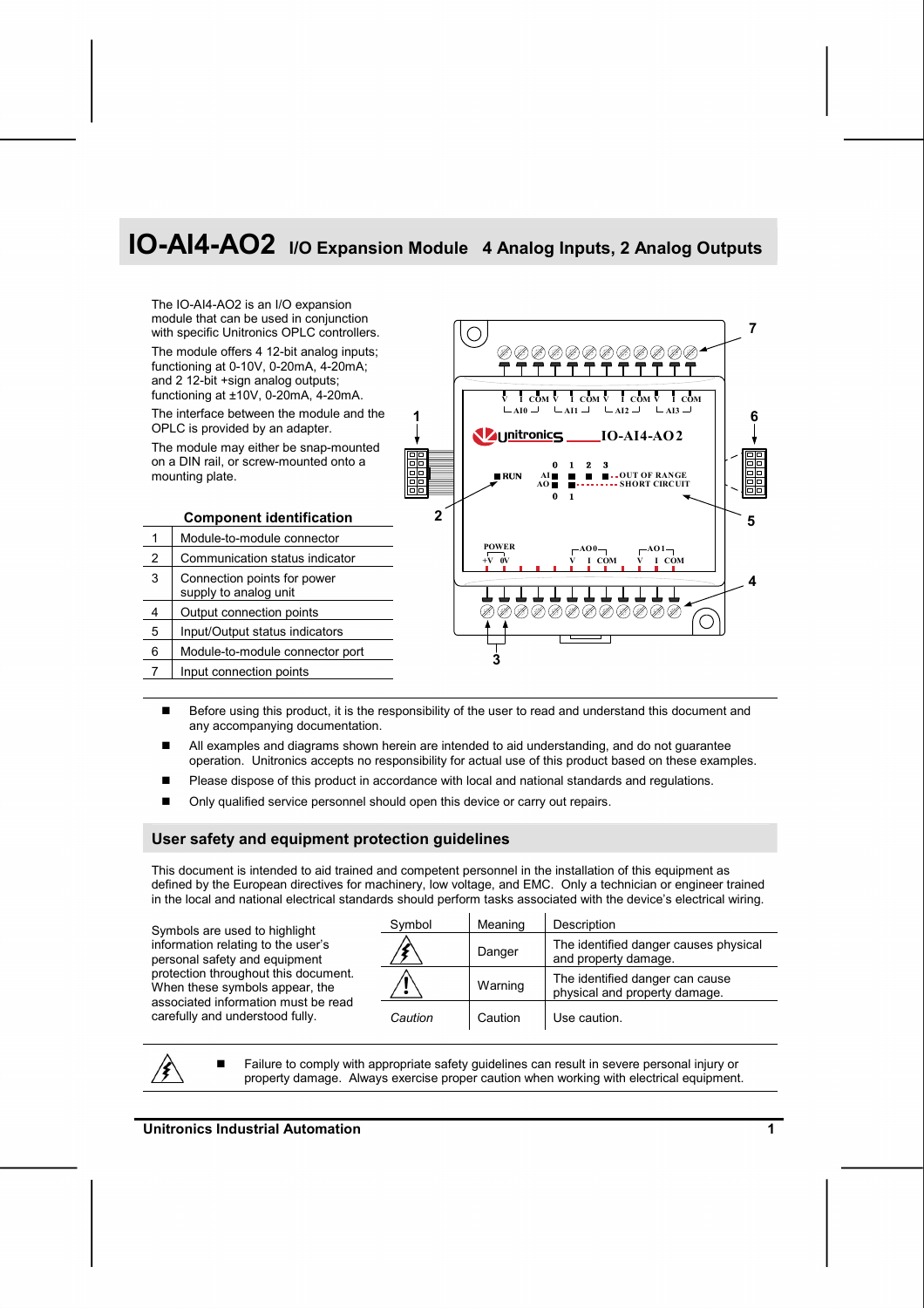# IO-AI4-AO2 I/O Expansion Module 4 Analog Inputs, 2 Analog Outputs

The IO-AI4-AO2 is an I/O expansion module that can be used in conjunction with specific Unitronics OPLC controllers.

The module offers 4 12-bit analog inputs; functioning at 0-10V, 0-20mA, 4-20mA; and 2 12-bit +sign analog outputs; functioning at ±10V, 0-20mA, 4-20mA.

The interface between the module and the OPLC is provided by an adapter.

The module may either be snap-mounted on a DIN rail, or screw-mounted onto a mounting plate.

**Component identification**

| | |
|---|---|
| 1 | Module-to-module connector |
| 2 | Communication status indicator |
| 3 | Connection points for power supply to analog unit |
| 4 | Output connection points |
| 5 | Input/Output status indicators |
| 6 | Module-to-module connector port |
| 7 | Input connection points |

- Before using this product, it is the responsibility of the user to read and understand this document and any accompanying documentation.
- All examples and diagrams shown herein are intended to aid understanding, and do not guarantee operation. Unitronics accepts no responsibility for actual use of this product based on these examples.
- Please dispose of this product in accordance with local and national standards and regulations.
- Only qualified service personnel should open this device or carry out repairs.

## User safety and equipment protection guidelines

This document is intended to aid trained and competent personnel in the installation of this equipment as defined by the European directives for machinery, low voltage, and EMC. Only a technician or engineer trained in the local and national electrical standards should perform tasks associated with the device's electrical wiring.

Symbols are used to highlight information relating to the user's personal safety and equipment protection throughout this document. When these symbols appear, the associated information must be read carefully and understood fully.

| Symbol | Meaning | Description |
|---|---|---|
| ⚡ | Danger | The identified danger causes physical and property damage. |
| ⚠ | Warning | The identified danger can cause physical and property damage. |
| *Caution* | Caution | Use caution. |

- Failure to comply with appropriate safety guidelines can result in severe personal injury or property damage. Always exercise proper caution when working with electrical equipment.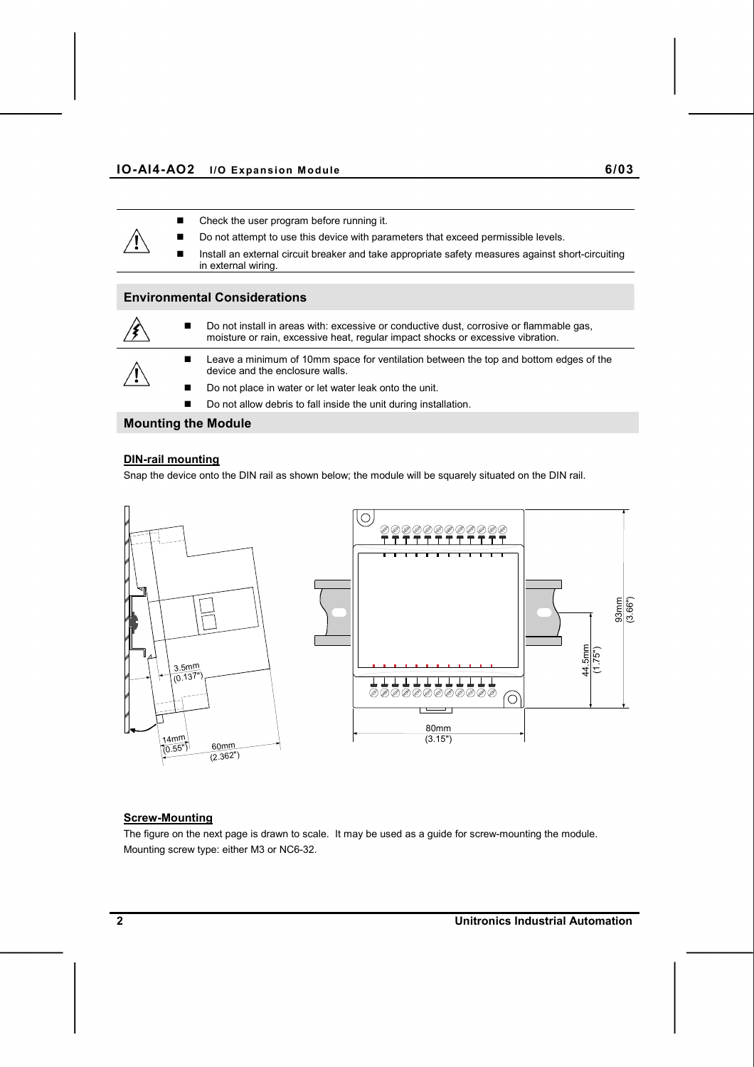- Check the user program before running it.
- Do not attempt to use this device with parameters that exceed permissible levels.
- Install an external circuit breaker and take appropriate safety measures against short-circuiting in external wiring.

## Environmental Considerations

- Do not install in areas with: excessive or conductive dust, corrosive or flammable gas, moisture or rain, excessive heat, regular impact shocks or excessive vibration.

- Leave a minimum of 10mm space for ventilation between the top and bottom edges of the device and the enclosure walls.
- Do not place in water or let water leak onto the unit.
- Do not allow debris to fall inside the unit during installation.

## Mounting the Module

### DIN-rail mounting

Snap the device onto the DIN rail as shown below; the module will be squarely situated on the DIN rail.

### Screw-Mounting

The figure on the next page is drawn to scale. It may be used as a guide for screw-mounting the module.

Mounting screw type: either M3 or NC6-32.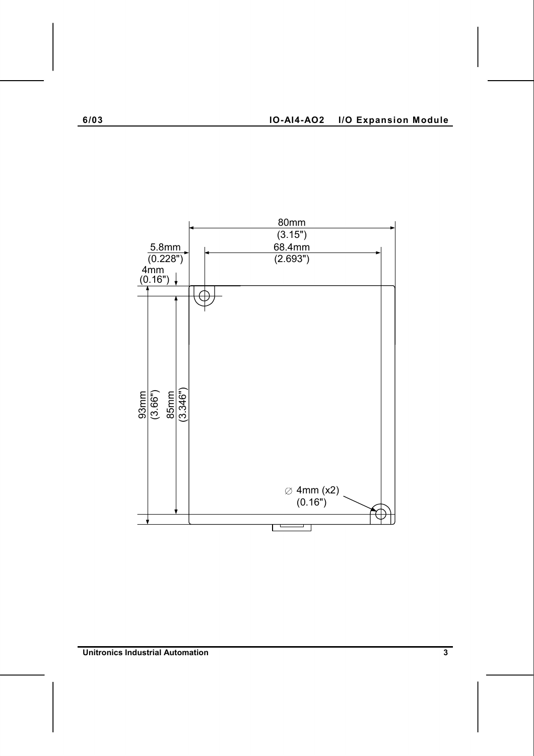80mm
(3.15")

5.8mm
(0.228")

68.4mm
(2.693")

4mm
(0.16")

93mm
(3.66")

85mm
(3.346")

∅ 4mm (x2)
(0.16")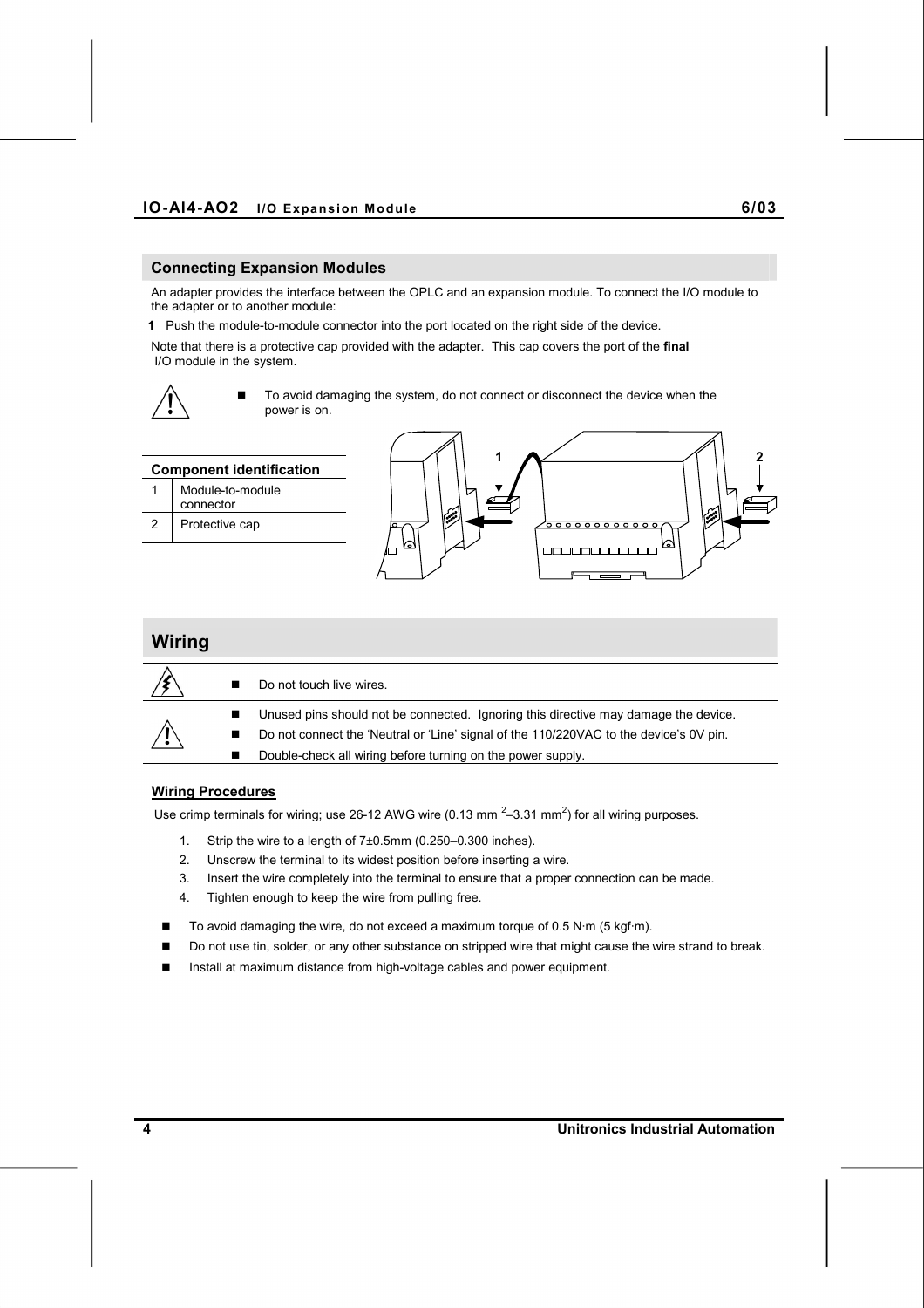## Connecting Expansion Modules

An adapter provides the interface between the OPLC and an expansion module. To connect the I/O module to the adapter or to another module:

**1** Push the module-to-module connector into the port located on the right side of the device.

Note that there is a protective cap provided with the adapter. This cap covers the port of the **final** I/O module in the system.

- To avoid damaging the system, do not connect or disconnect the device when the power is on.

| Component identification | |
|---|---|
| 1 | Module-to-module connector |
| 2 | Protective cap |

## Wiring

- Do not touch live wires.

- Unused pins should not be connected. Ignoring this directive may damage the device.
- Do not connect the 'Neutral or 'Line' signal of the 110/220VAC to the device's 0V pin.
- Double-check all wiring before turning on the power supply.

### Wiring Procedures

Use crimp terminals for wiring; use 26-12 AWG wire (0.13 $mm^2$–3.31 $mm^2$) for all wiring purposes.

1. Strip the wire to a length of 7±0.5mm (0.250–0.300 inches).
2. Unscrew the terminal to its widest position before inserting a wire.
3. Insert the wire completely into the terminal to ensure that a proper connection can be made.
4. Tighten enough to keep the wire from pulling free.

- To avoid damaging the wire, do not exceed a maximum torque of 0.5 N·m (5 kgf·m).
- Do not use tin, solder, or any other substance on stripped wire that might cause the wire strand to break.
- Install at maximum distance from high-voltage cables and power equipment.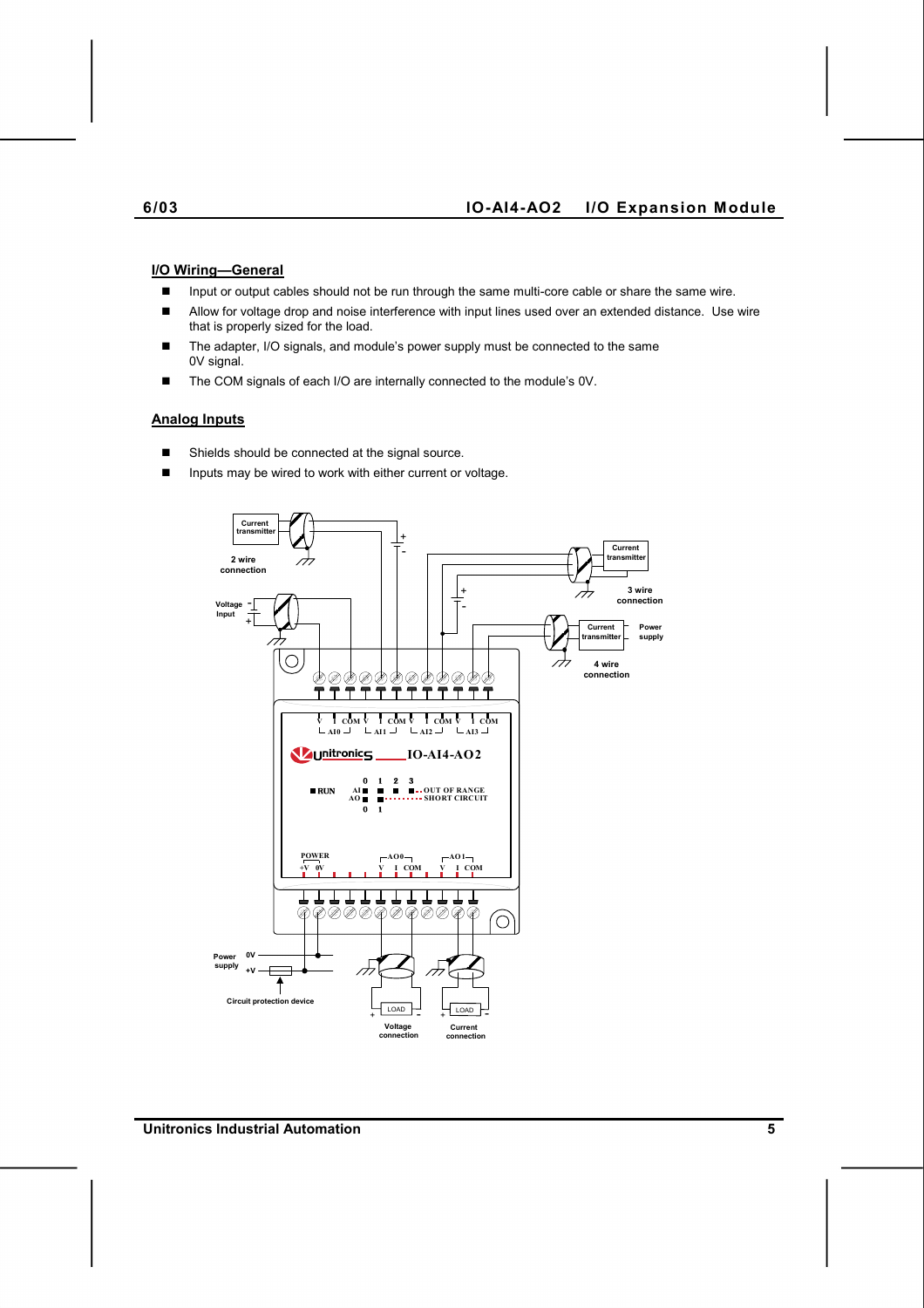## I/O Wiring—General

- Input or output cables should not be run through the same multi-core cable or share the same wire.
- Allow for voltage drop and noise interference with input lines used over an extended distance. Use wire that is properly sized for the load.
- The adapter, I/O signals, and module's power supply must be connected to the same 0V signal.
- The COM signals of each I/O are internally connected to the module's 0V.

## Analog Inputs

- Shields should be connected at the signal source.
- Inputs may be wired to work with either current or voltage.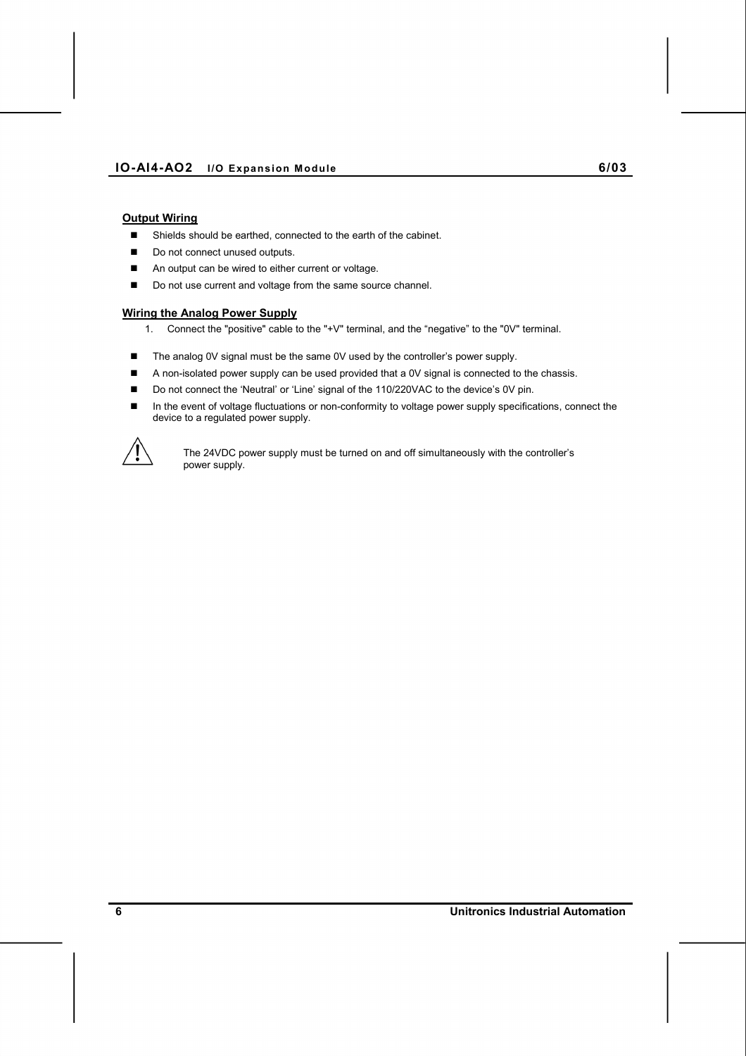## Output Wiring

- Shields should be earthed, connected to the earth of the cabinet.
- Do not connect unused outputs.
- An output can be wired to either current or voltage.
- Do not use current and voltage from the same source channel.

## Wiring the Analog Power Supply

1. Connect the "positive" cable to the "+V" terminal, and the “negative” to the "0V" terminal.

- The analog 0V signal must be the same 0V used by the controller’s power supply.
- A non-isolated power supply can be used provided that a 0V signal is connected to the chassis.
- Do not connect the ‘Neutral’ or ‘Line’ signal of the 110/220VAC to the device’s 0V pin.
- In the event of voltage fluctuations or non-conformity to voltage power supply specifications, connect the device to a regulated power supply.

⚠ The 24VDC power supply must be turned on and off simultaneously with the controller’s power supply.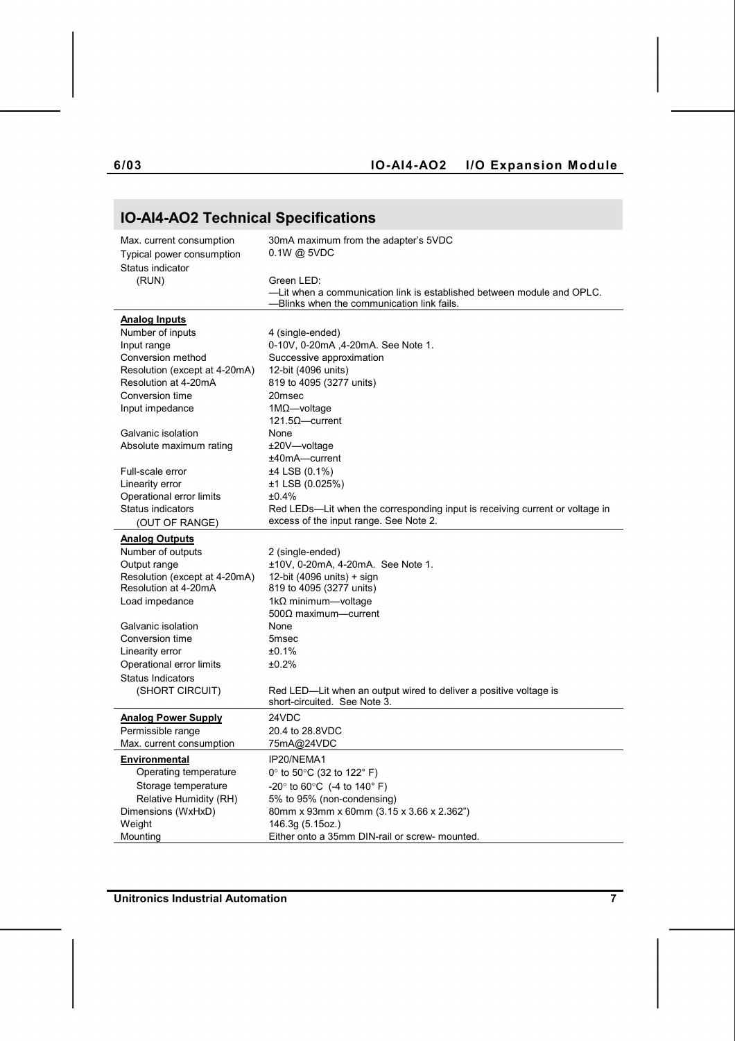## IO-AI4-AO2 Technical Specifications

| | |
|---|---|
| Max. current consumption | 30mA maximum from the adapter's 5VDC |
| Typical power consumption | 0.1W @ 5VDC |
| Status indicator | |
| (RUN) | Green LED:<br>—Lit when a communication link is established between module and OPLC.<br>—Blinks when the communication link fails. |
| **Analog Inputs** | |
| Number of inputs | 4 (single-ended) |
| Input range | 0-10V, 0-20mA ,4-20mA. See Note 1. |
| Conversion method | Successive approximation |
| Resolution (except at 4-20mA) | 12-bit (4096 units) |
| Resolution at 4-20mA | 819 to 4095 (3277 units) |
| Conversion time | 20msec |
| Input impedance | 1MΩ—voltage<br>121.5Ω—current |
| Galvanic isolation | None |
| Absolute maximum rating | ±20V—voltage<br>±40mA—current |
| Full-scale error | ±4 LSB (0.1%) |
| Linearity error | ±1 LSB (0.025%) |
| Operational error limits | ±0.4% |
| Status indicators<br>(OUT OF RANGE) | Red LEDs—Lit when the corresponding input is receiving current or voltage in excess of the input range. See Note 2. |
| **Analog Outputs** | |
| Number of outputs | 2 (single-ended) |
| Output range | ±10V, 0-20mA, 4-20mA. See Note 1. |
| Resolution (except at 4-20mA) | 12-bit (4096 units) + sign |
| Resolution at 4-20mA | 819 to 4095 (3277 units) |
| Load impedance | 1kΩ minimum—voltage<br>500Ω maximum—current |
| Galvanic isolation | None |
| Conversion time | 5msec |
| Linearity error | ±0.1% |
| Operational error limits | ±0.2% |
| Status Indicators | |
| (SHORT CIRCUIT) | Red LED—Lit when an output wired to deliver a positive voltage is short-circuited. See Note 3. |
| **Analog Power Supply** | 24VDC |
| Permissible range | 20.4 to 28.8VDC |
| Max. current consumption | 75mA@24VDC |
| **Environmental** | IP20/NEMA1 |
| Operating temperature | 0° to 50°C (32 to 122° F) |
| Storage temperature | -20° to 60°C (-4 to 140° F) |
| Relative Humidity (RH) | 5% to 95% (non-condensing) |
| Dimensions (WxHxD) | 80mm x 93mm x 60mm (3.15 x 3.66 x 2.362") |
| Weight | 146.3g (5.15oz.) |
| Mounting | Either onto a 35mm DIN-rail or screw- mounted. |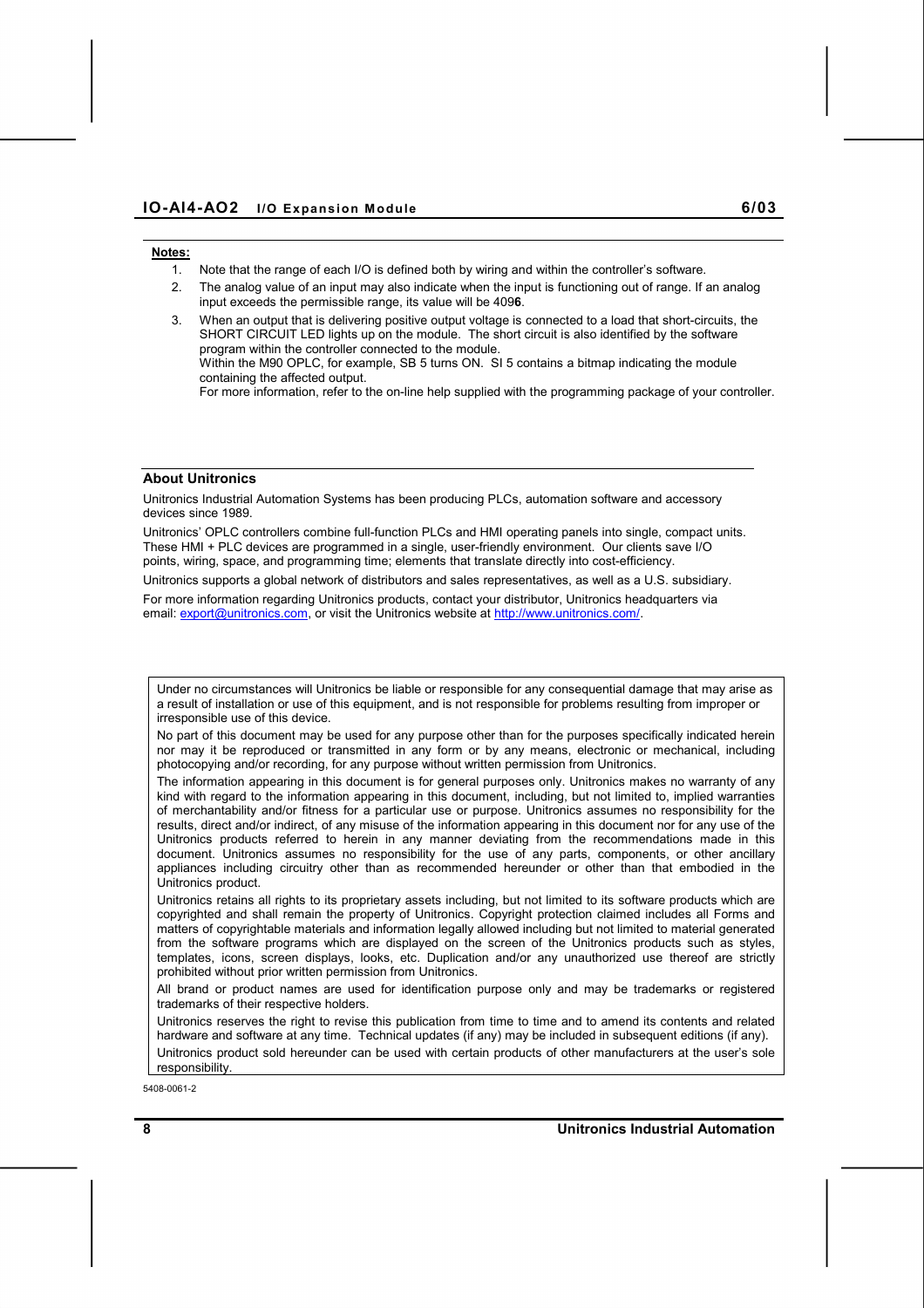**Notes:**

1. Note that the range of each I/O is defined both by wiring and within the controller's software.
2. The analog value of an input may also indicate when the input is functioning out of range. If an analog input exceeds the permissible range, its value will be 409**6**.
3. When an output that is delivering positive output voltage is connected to a load that short-circuits, the SHORT CIRCUIT LED lights up on the module. The short circuit is also identified by the software program within the controller connected to the module.
   Within the M90 OPLC, for example, SB 5 turns ON. SI 5 contains a bitmap indicating the module containing the affected output.
   For more information, refer to the on-line help supplied with the programming package of your controller.

### About Unitronics

Unitronics Industrial Automation Systems has been producing PLCs, automation software and accessory devices since 1989.

Unitronics' OPLC controllers combine full-function PLCs and HMI operating panels into single, compact units. These HMI + PLC devices are programmed in a single, user-friendly environment. Our clients save I/O points, wiring, space, and programming time; elements that translate directly into cost-efficiency.

Unitronics supports a global network of distributors and sales representatives, as well as a U.S. subsidiary.

For more information regarding Unitronics products, contact your distributor, Unitronics headquarters via email: export@unitronics.com, or visit the Unitronics website at http://www.unitronics.com/.

Under no circumstances will Unitronics be liable or responsible for any consequential damage that may arise as a result of installation or use of this equipment, and is not responsible for problems resulting from improper or irresponsible use of this device.

No part of this document may be used for any purpose other than for the purposes specifically indicated herein nor may it be reproduced or transmitted in any form or by any means, electronic or mechanical, including photocopying and/or recording, for any purpose without written permission from Unitronics.

The information appearing in this document is for general purposes only. Unitronics makes no warranty of any kind with regard to the information appearing in this document, including, but not limited to, implied warranties of merchantability and/or fitness for a particular use or purpose. Unitronics assumes no responsibility for the results, direct and/or indirect, of any misuse of the information appearing in this document nor for any use of the Unitronics products referred to herein in any manner deviating from the recommendations made in this document. Unitronics assumes no responsibility for the use of any parts, components, or other ancillary appliances including circuitry other than as recommended hereunder or other than that embodied in the Unitronics product.

Unitronics retains all rights to its proprietary assets including, but not limited to its software products which are copyrighted and shall remain the property of Unitronics. Copyright protection claimed includes all Forms and matters of copyrightable materials and information legally allowed including but not limited to material generated from the software programs which are displayed on the screen of the Unitronics products such as styles, templates, icons, screen displays, looks, etc. Duplication and/or any unauthorized use thereof are strictly prohibited without prior written permission from Unitronics.

All brand or product names are used for identification purpose only and may be trademarks or registered trademarks of their respective holders.

Unitronics reserves the right to revise this publication from time to time and to amend its contents and related hardware and software at any time. Technical updates (if any) may be included in subsequent editions (if any).

Unitronics product sold hereunder can be used with certain products of other manufacturers at the user's sole responsibility.

5408-0061-2